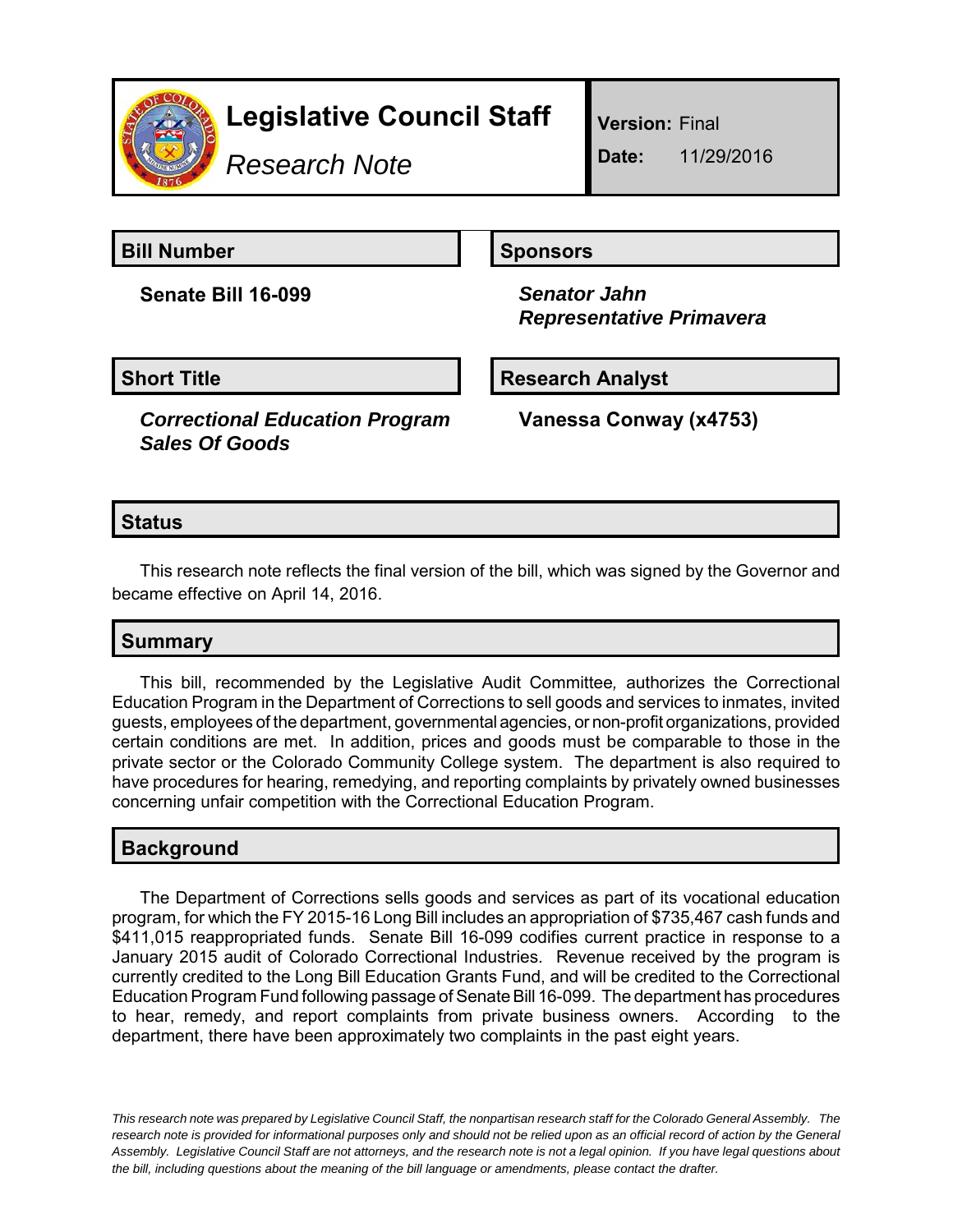# Legislative Council Staff

*Research Note*

**Version:** Final

**Date:** 11/29/2016

## Bill Number

**Senate Bill 16-099**

## Sponsors

***Senator Jahn***
***Representative Primavera***

## Short Title

***Correctional Education Program Sales Of Goods***

## Research Analyst

**Vanessa Conway (x4753)**

## Status

This research note reflects the final version of the bill, which was signed by the Governor and became effective on April 14, 2016.

## Summary

This bill, recommended by the Legislative Audit Committee*,* authorizes the Correctional Education Program in the Department of Corrections to sell goods and services to inmates, invited guests, employees of the department, governmental agencies, or non-profit organizations, provided certain conditions are met. In addition, prices and goods must be comparable to those in the private sector or the Colorado Community College system. The department is also required to have procedures for hearing, remedying, and reporting complaints by privately owned businesses concerning unfair competition with the Correctional Education Program.

## Background

The Department of Corrections sells goods and services as part of its vocational education program, for which the FY 2015-16 Long Bill includes an appropriation of $735,467 cash funds and $411,015 reappropriated funds. Senate Bill 16-099 codifies current practice in response to a January 2015 audit of Colorado Correctional Industries. Revenue received by the program is currently credited to the Long Bill Education Grants Fund, and will be credited to the Correctional Education Program Fund following passage of Senate Bill 16-099. The department has procedures to hear, remedy, and report complaints from private business owners. According to the department, there have been approximately two complaints in the past eight years.

*This research note was prepared by Legislative Council Staff, the nonpartisan research staff for the Colorado General Assembly. The research note is provided for informational purposes only and should not be relied upon as an official record of action by the General Assembly. Legislative Council Staff are not attorneys, and the research note is not a legal opinion. If you have legal questions about the bill, including questions about the meaning of the bill language or amendments, please contact the drafter.*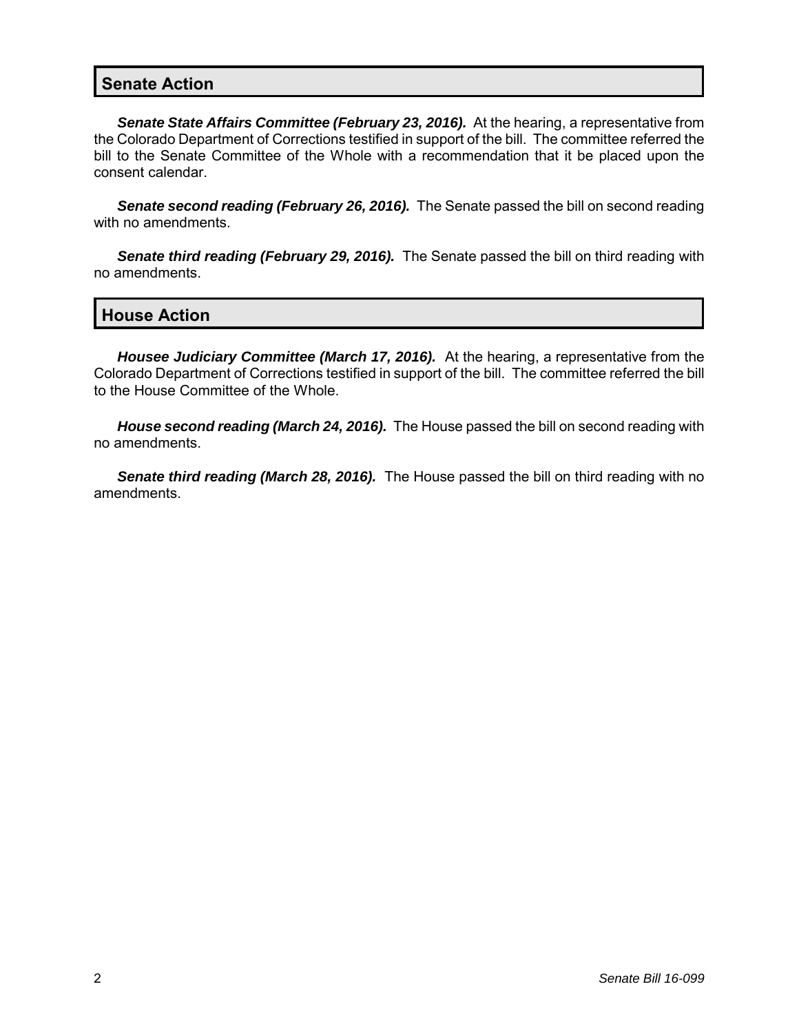## Senate Action

***Senate State Affairs Committee (February 23, 2016).*** At the hearing, a representative from the Colorado Department of Corrections testified in support of the bill. The committee referred the bill to the Senate Committee of the Whole with a recommendation that it be placed upon the consent calendar.

***Senate second reading (February 26, 2016).*** The Senate passed the bill on second reading with no amendments.

***Senate third reading (February 29, 2016).*** The Senate passed the bill on third reading with no amendments.

## House Action

***Housee Judiciary Committee (March 17, 2016).*** At the hearing, a representative from the Colorado Department of Corrections testified in support of the bill. The committee referred the bill to the House Committee of the Whole.

***House second reading (March 24, 2016).*** The House passed the bill on second reading with no amendments.

***Senate third reading (March 28, 2016).*** The House passed the bill on third reading with no amendments.